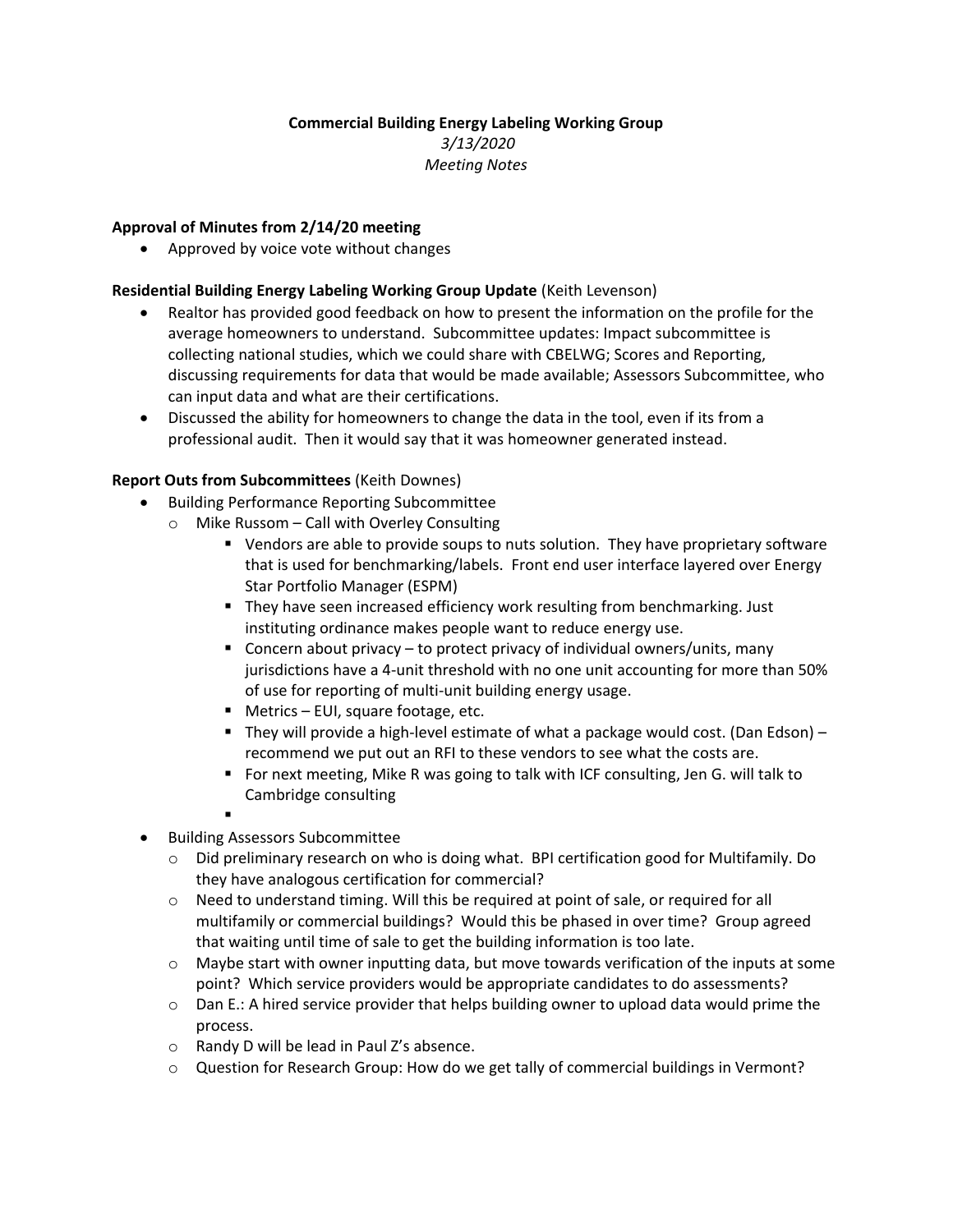**Commercial Building Energy Labeling Working Group**

*3/13/2020*

*Meeting Notes*

**Approval of Minutes from 2/14/20 meeting**

- Approved by voice vote without changes

**Residential Building Energy Labeling Working Group Update** (Keith Levenson)

- Realtor has provided good feedback on how to present the information on the profile for the average homeowners to understand. Subcommittee updates: Impact subcommittee is collecting national studies, which we could share with CBELWG; Scores and Reporting, discussing requirements for data that would be made available; Assessors Subcommittee, who can input data and what are their certifications.
- Discussed the ability for homeowners to change the data in the tool, even if its from a professional audit. Then it would say that it was homeowner generated instead.

**Report Outs from Subcommittees** (Keith Downes)

- Building Performance Reporting Subcommittee
  - Mike Russom – Call with Overley Consulting
    - Vendors are able to provide soups to nuts solution. They have proprietary software that is used for benchmarking/labels. Front end user interface layered over Energy Star Portfolio Manager (ESPM)
    - They have seen increased efficiency work resulting from benchmarking. Just instituting ordinance makes people want to reduce energy use.
    - Concern about privacy – to protect privacy of individual owners/units, many jurisdictions have a 4-unit threshold with no one unit accounting for more than 50% of use for reporting of multi-unit building energy usage.
    - Metrics – EUI, square footage, etc.
    - They will provide a high-level estimate of what a package would cost. (Dan Edson) – recommend we put out an RFI to these vendors to see what the costs are.
    - For next meeting, Mike R was going to talk with ICF consulting, Jen G. will talk to Cambridge consulting
- Building Assessors Subcommittee
  - Did preliminary research on who is doing what. BPI certification good for Multifamily. Do they have analogous certification for commercial?
  - Need to understand timing. Will this be required at point of sale, or required for all multifamily or commercial buildings? Would this be phased in over time? Group agreed that waiting until time of sale to get the building information is too late.
  - Maybe start with owner inputting data, but move towards verification of the inputs at some point? Which service providers would be appropriate candidates to do assessments?
  - Dan E.: A hired service provider that helps building owner to upload data would prime the process.
  - Randy D will be lead in Paul Z's absence.
  - Question for Research Group: How do we get tally of commercial buildings in Vermont?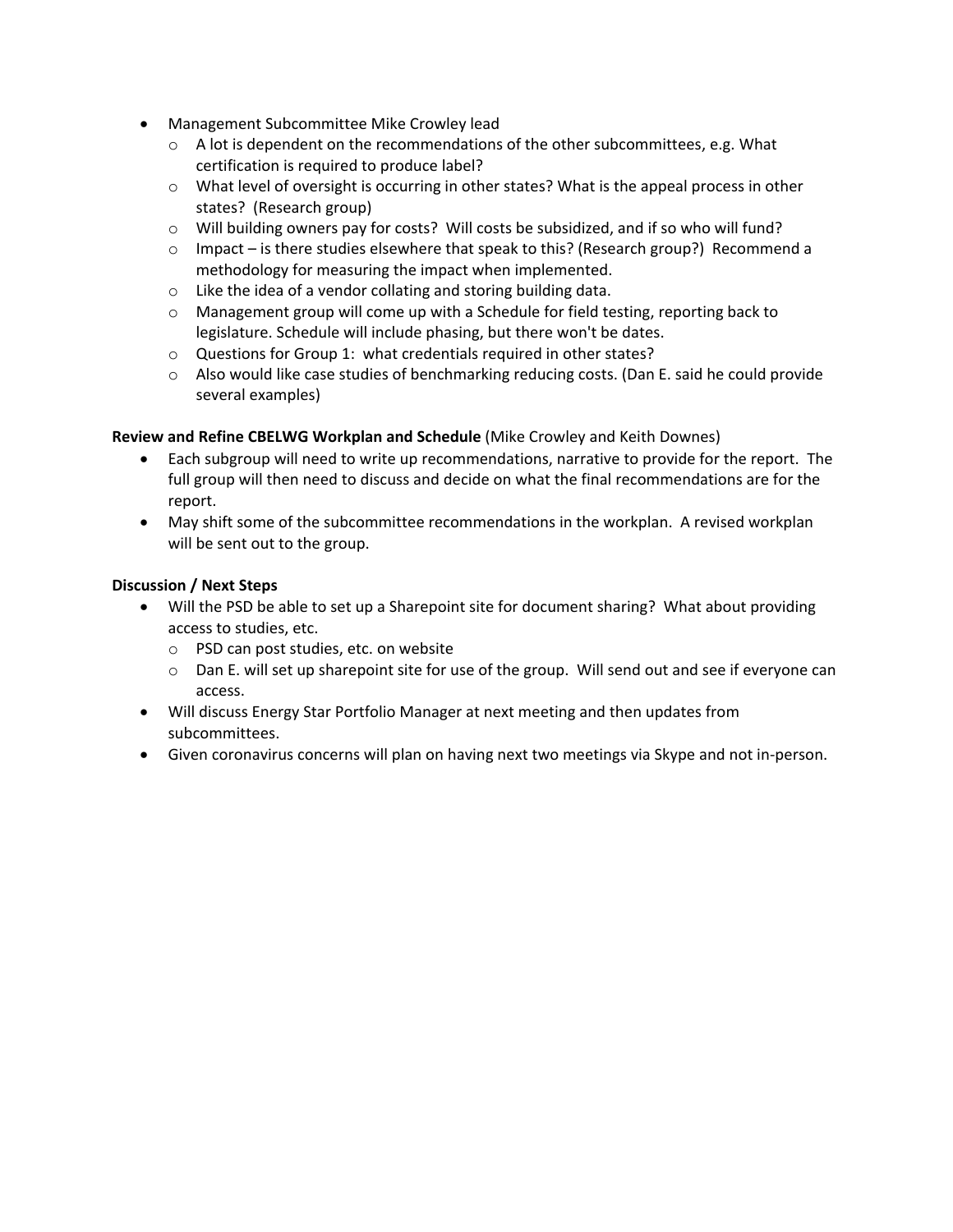- Management Subcommittee Mike Crowley lead
    - A lot is dependent on the recommendations of the other subcommittees, e.g. What certification is required to produce label?
    - What level of oversight is occurring in other states? What is the appeal process in other states? (Research group)
    - Will building owners pay for costs? Will costs be subsidized, and if so who will fund?
    - Impact – is there studies elsewhere that speak to this? (Research group?) Recommend a methodology for measuring the impact when implemented.
    - Like the idea of a vendor collating and storing building data.
    - Management group will come up with a Schedule for field testing, reporting back to legislature. Schedule will include phasing, but there won't be dates.
    - Questions for Group 1: what credentials required in other states?
    - Also would like case studies of benchmarking reducing costs. (Dan E. said he could provide several examples)

**Review and Refine CBELWG Workplan and Schedule** (Mike Crowley and Keith Downes)

- Each subgroup will need to write up recommendations, narrative to provide for the report. The full group will then need to discuss and decide on what the final recommendations are for the report.
- May shift some of the subcommittee recommendations in the workplan. A revised workplan will be sent out to the group.

**Discussion / Next Steps**

- Will the PSD be able to set up a Sharepoint site for document sharing? What about providing access to studies, etc.
    - PSD can post studies, etc. on website
    - Dan E. will set up sharepoint site for use of the group. Will send out and see if everyone can access.
- Will discuss Energy Star Portfolio Manager at next meeting and then updates from subcommittees.
- Given coronavirus concerns will plan on having next two meetings via Skype and not in-person.